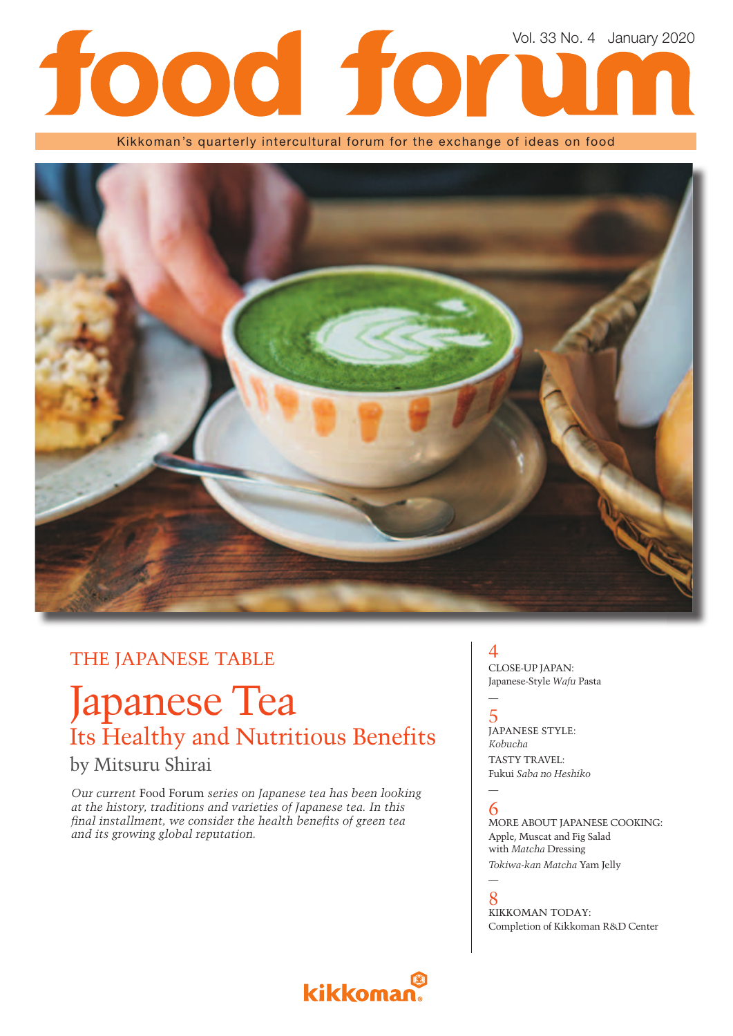# food forum

Vol. 33 No. 4 January 2020

Kikkoman's quarterly intercultural forum for the exchange of ideas on food

## THE JAPANESE TABLE

# Japanese Tea

## Its Healthy and Nutritious Benefits

by Mitsuru Shirai

*Our current* Food Forum *series on Japanese tea has been looking at the history, traditions and varieties of Japanese tea. In this final installment, we consider the health benefits of green tea and its growing global reputation.*

4
CLOSE-UP JAPAN:
Japanese-Style *Wafu* Pasta

—

5
JAPANESE STYLE:
*Kobucha*

TASTY TRAVEL:
Fukui *Saba no Heshiko*

—

6
MORE ABOUT JAPANESE COOKING:
Apple, Muscat and Fig Salad with *Matcha* Dressing

*Tokiwa-kan Matcha* Yam Jelly

—

8
KIKKOMAN TODAY:
Completion of Kikkoman R&D Center

kikkoman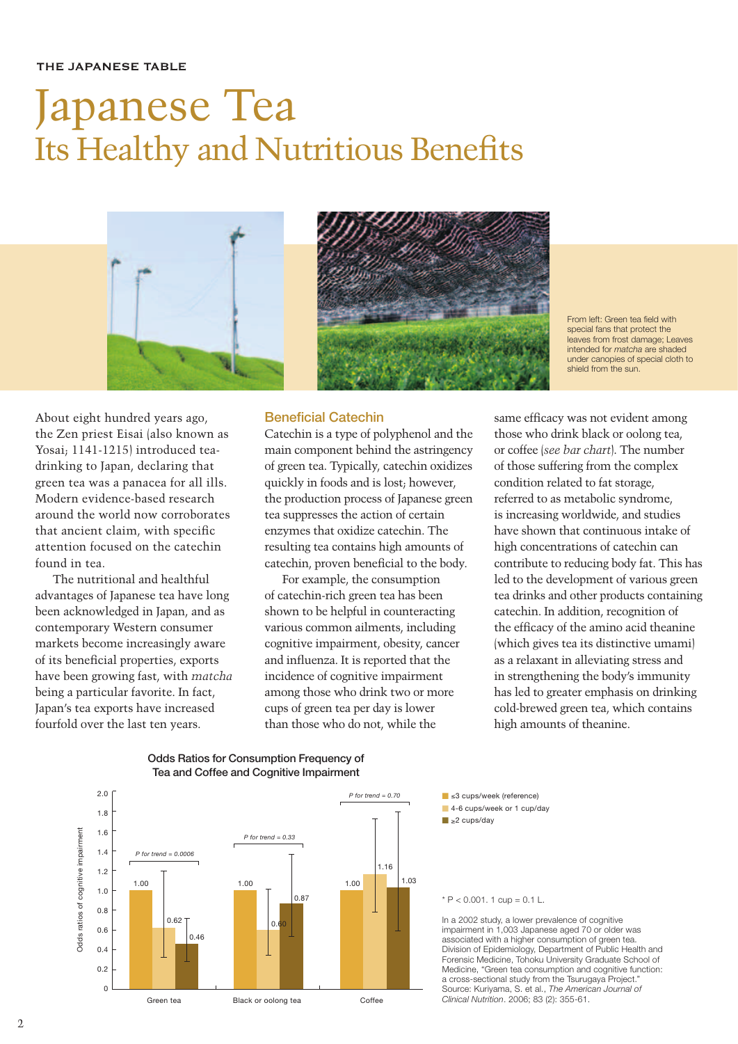THE JAPANESE TABLE

# Japanese Tea
## Its Healthy and Nutritious Benefits

From left: Green tea field with special fans that protect the leaves from frost damage; Leaves intended for *matcha* are shaded under canopies of special cloth to shield from the sun.

About eight hundred years ago, the Zen priest Eisai (also known as Yosai; 1141-1215) introduced tea-drinking to Japan, declaring that green tea was a panacea for all ills. Modern evidence-based research around the world now corroborates that ancient claim, with specific attention focused on the catechin found in tea.

The nutritional and healthful advantages of Japanese tea have long been acknowledged in Japan, and as contemporary Western consumer markets become increasingly aware of its beneficial properties, exports have been growing fast, with *matcha* being a particular favorite. In fact, Japan's tea exports have increased fourfold over the last ten years.

### Beneficial Catechin

Catechin is a type of polyphenol and the main component behind the astringency of green tea. Typically, catechin oxidizes quickly in foods and is lost; however, the production process of Japanese green tea suppresses the action of certain enzymes that oxidize catechin. The resulting tea contains high amounts of catechin, proven beneficial to the body.

For example, the consumption of catechin-rich green tea has been shown to be helpful in counteracting various common ailments, including cognitive impairment, obesity, cancer and influenza. It is reported that the incidence of cognitive impairment among those who drink two or more cups of green tea per day is lower than those who do not, while the same efficacy was not evident among those who drink black or oolong tea, or coffee (*see bar chart*). The number of those suffering from the complex condition related to fat storage, referred to as metabolic syndrome, is increasing worldwide, and studies have shown that continuous intake of high concentrations of catechin can contribute to reducing body fat. This has led to the development of various green tea drinks and other products containing catechin. In addition, recognition of the efficacy of the amino acid theanine (which gives tea its distinctive umami) as a relaxant in alleviating stress and in strengthening the body's immunity has led to greater emphasis on drinking cold-brewed green tea, which contains high amounts of theanine.

**Odds Ratios for Consumption Frequency of Tea and Coffee and Cognitive Impairment**

| | ≤3 cups/week (reference) | 4-6 cups/week or 1 cup/day | ≥2 cups/day | P for trend |
|---|---|---|---|---|
| Green tea | 1.00 | 0.62 | 0.46 | 0.0006 |
| Black or oolong tea | 1.00 | 0.60 | 0.87 | 0.33 |
| Coffee | 1.00 | 1.16 | 1.03 | 0.70 |

\* P < 0.001. 1 cup = 0.1 L.

In a 2002 study, a lower prevalence of cognitive impairment in 1,003 Japanese aged 70 or older was associated with a higher consumption of green tea. Division of Epidemiology, Department of Public Health and Forensic Medicine, Tohoku University Graduate School of Medicine, "Green tea consumption and cognitive function: a cross-sectional study from the Tsurugaya Project." Source: Kuriyama, S. et al., *The American Journal of Clinical Nutrition*. 2006; 83 (2): 355-61.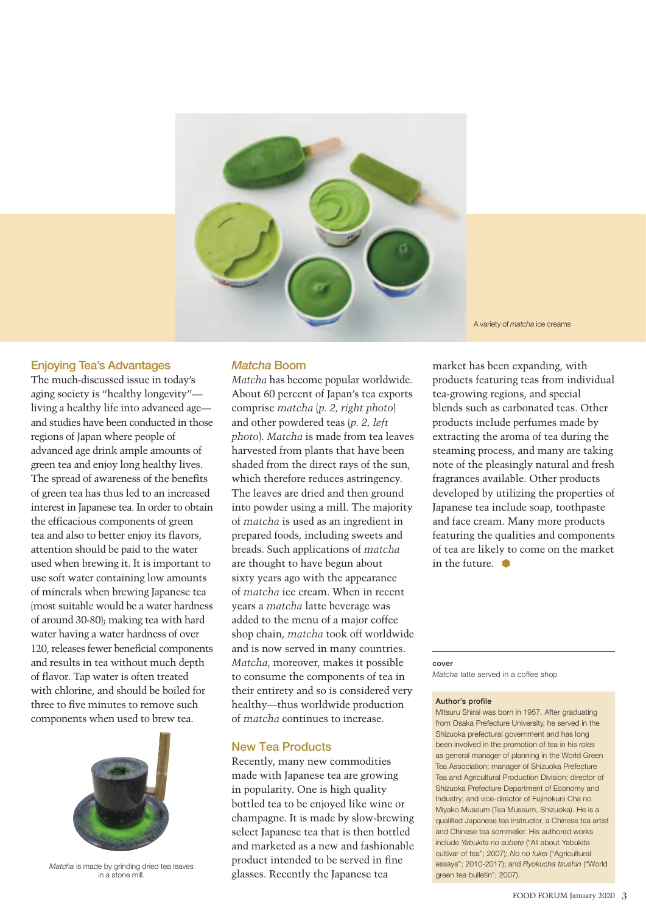A variety of *matcha* ice creams

## Enjoying Tea's Advantages

The much-discussed issue in today's aging society is "healthy longevity"—living a healthy life into advanced age—and studies have been conducted in those regions of Japan where people of advanced age drink ample amounts of green tea and enjoy long healthy lives. The spread of awareness of the benefits of green tea has thus led to an increased interest in Japanese tea. In order to obtain the efficacious components of green tea and also to better enjoy its flavors, attention should be paid to the water used when brewing it. It is important to use soft water containing low amounts of minerals when brewing Japanese tea (most suitable would be a water hardness of around 30-80); making tea with hard water having a water hardness of over 120, releases fewer beneficial components and results in tea without much depth of flavor. Tap water is often treated with chlorine, and should be boiled for three to five minutes to remove such components when used to brew tea.

*Matcha* is made by grinding dried tea leaves in a stone mill.

## *Matcha* Boom

*Matcha* has become popular worldwide. About 60 percent of Japan's tea exports comprise *matcha* (*p. 2, right photo*) and other powdered teas (*p. 2, left photo*). *Matcha* is made from tea leaves harvested from plants that have been shaded from the direct rays of the sun, which therefore reduces astringency. The leaves are dried and then ground into powder using a mill. The majority of *matcha* is used as an ingredient in prepared foods, including sweets and breads. Such applications of *matcha* are thought to have begun about sixty years ago with the appearance of *matcha* ice cream. When in recent years a *matcha* latte beverage was added to the menu of a major coffee shop chain, *matcha* took off worldwide and is now served in many countries. *Matcha*, moreover, makes it possible to consume the components of tea in their entirety and so is considered very healthy—thus worldwide production of *matcha* continues to increase.

## New Tea Products

Recently, many new commodities made with Japanese tea are growing in popularity. One is high quality bottled tea to be enjoyed like wine or champagne. It is made by slow-brewing select Japanese tea that is then bottled and marketed as a new and fashionable product intended to be served in fine glasses. Recently the Japanese tea market has been expanding, with products featuring teas from individual tea-growing regions, and special blends such as carbonated teas. Other products include perfumes made by extracting the aroma of tea during the steaming process, and many are taking note of the pleasingly natural and fresh fragrances available. Other products developed by utilizing the properties of Japanese tea include soap, toothpaste and face cream. Many more products featuring the qualities and components of tea are likely to come on the market in the future.

---

**cover**
*Matcha* latte served in a coffee shop

**Author's profile**
Mitsuru Shirai was born in 1957. After graduating from Osaka Prefecture University, he served in the Shizuoka prefectural government and has long been involved in the promotion of tea in his roles as general manager of planning in the World Green Tea Association; manager of Shizuoka Prefecture Tea and Agricultural Production Division; director of Shizuoka Prefecture Department of Economy and Industry; and vice-director of Fujinokuni Cha no Miyako Museum (Tea Museum, Shizuoka). He is a qualified Japanese tea instructor, a Chinese tea artist and Chinese tea sommelier. His authored works include *Yabukita no subete* ("All about Yabukita cultivar of tea"; 2007); *No no fukei* ("Agricultural essays"; 2010-2017); and *Ryokucha tsushin* ("World green tea bulletin"; 2007).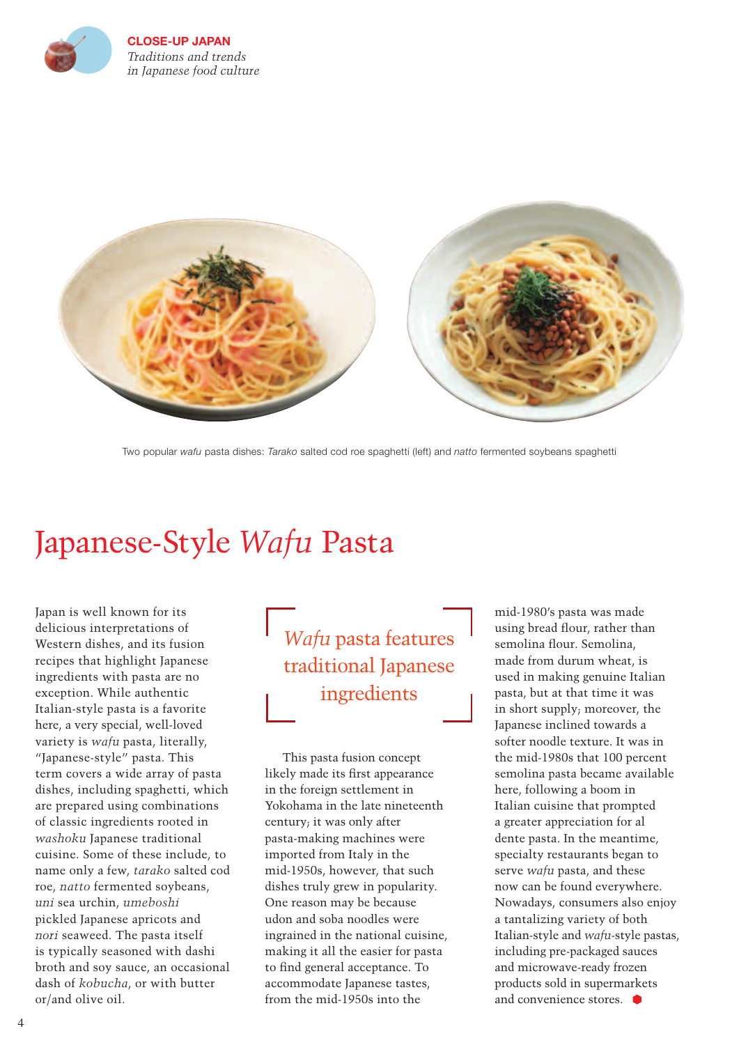Two popular *wafu* pasta dishes: *Tarako* salted cod roe spaghetti (left) and *natto* fermented soybeans spaghetti

# Japanese-Style *Wafu* Pasta

Japan is well known for its delicious interpretations of Western dishes, and its fusion recipes that highlight Japanese ingredients with pasta are no exception. While authentic Italian-style pasta is a favorite here, a very special, well-loved variety is *wafu* pasta, literally, "Japanese-style" pasta. This term covers a wide array of pasta dishes, including spaghetti, which are prepared using combinations of classic ingredients rooted in *washoku* Japanese traditional cuisine. Some of these include, to name only a few, *tarako* salted cod roe, *natto* fermented soybeans, *uni* sea urchin, *umeboshi* pickled Japanese apricots and *nori* seaweed. The pasta itself is typically seasoned with dashi broth and soy sauce, an occasional dash of *kobucha*, or with butter or/and olive oil.

> *Wafu* pasta features traditional Japanese ingredients

This pasta fusion concept likely made its first appearance in the foreign settlement in Yokohama in the late nineteenth century; it was only after pasta-making machines were imported from Italy in the mid-1950s, however, that such dishes truly grew in popularity. One reason may be because udon and soba noodles were ingrained in the national cuisine, making it all the easier for pasta to find general acceptance. To accommodate Japanese tastes, from the mid-1950s into the mid-1980's pasta was made using bread flour, rather than semolina flour. Semolina, made from durum wheat, is used in making genuine Italian pasta, but at that time it was in short supply; moreover, the Japanese inclined towards a softer noodle texture. It was in the mid-1980s that 100 percent semolina pasta became available here, following a boom in Italian cuisine that prompted a greater appreciation for al dente pasta. In the meantime, specialty restaurants began to serve *wafu* pasta, and these now can be found everywhere. Nowadays, consumers also enjoy a tantalizing variety of both Italian-style and *wafu*-style pastas, including pre-packaged sauces and microwave-ready frozen products sold in supermarkets and convenience stores.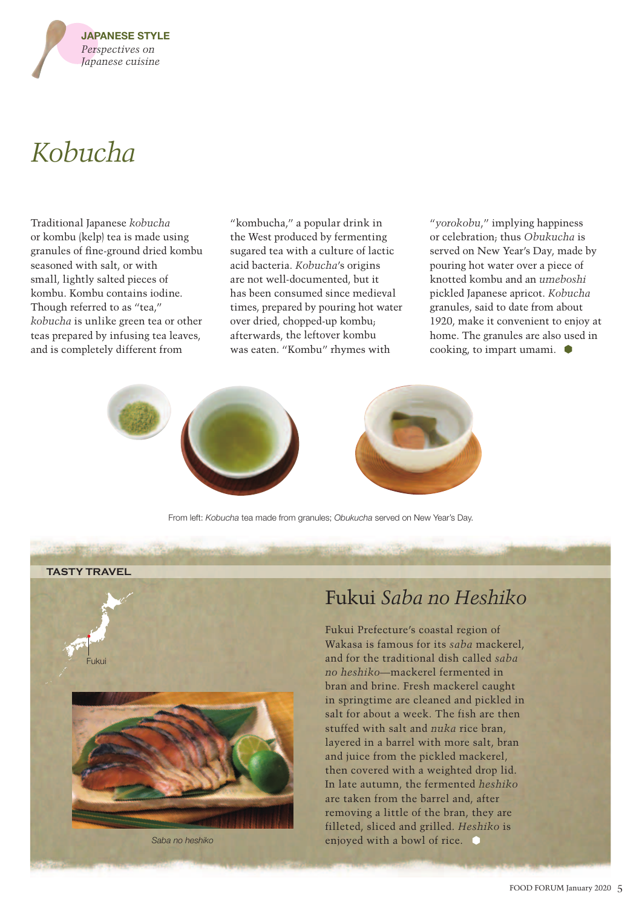**JAPANESE STYLE**
*Perspectives on Japanese cuisine*

# *Kobucha*

Traditional Japanese *kobucha* or kombu (kelp) tea is made using granules of fine-ground dried kombu seasoned with salt, or with small, lightly salted pieces of kombu. Kombu contains iodine. Though referred to as "tea," *kobucha* is unlike green tea or other teas prepared by infusing tea leaves, and is completely different from "kombucha," a popular drink in the West produced by fermenting sugared tea with a culture of lactic acid bacteria. *Kobucha*'s origins are not well-documented, but it has been consumed since medieval times, prepared by pouring hot water over dried, chopped-up kombu; afterwards, the leftover kombu was eaten. "Kombu" rhymes with "*yorokobu*," implying happiness or celebration; thus *Obukucha* is served on New Year's Day, made by pouring hot water over a piece of knotted kombu and an *umeboshi* pickled Japanese apricot. *Kobucha* granules, said to date from about 1920, make it convenient to enjoy at home. The granules are also used in cooking, to impart umami.

From left: *Kobucha* tea made from granules; *Obukucha* served on New Year's Day.

**TASTY TRAVEL**

Fukui

## Fukui *Saba no Heshiko*

Fukui Prefecture's coastal region of Wakasa is famous for its *saba* mackerel, and for the traditional dish called *saba no heshiko*—mackerel fermented in bran and brine. Fresh mackerel caught in springtime are cleaned and pickled in salt for about a week. The fish are then stuffed with salt and *nuka* rice bran, layered in a barrel with more salt, bran and juice from the pickled mackerel, then covered with a weighted drop lid. In late autumn, the fermented *heshiko* are taken from the barrel and, after removing a little of the bran, they are filleted, sliced and grilled. *Heshiko* is enjoyed with a bowl of rice.

*Saba no heshiko*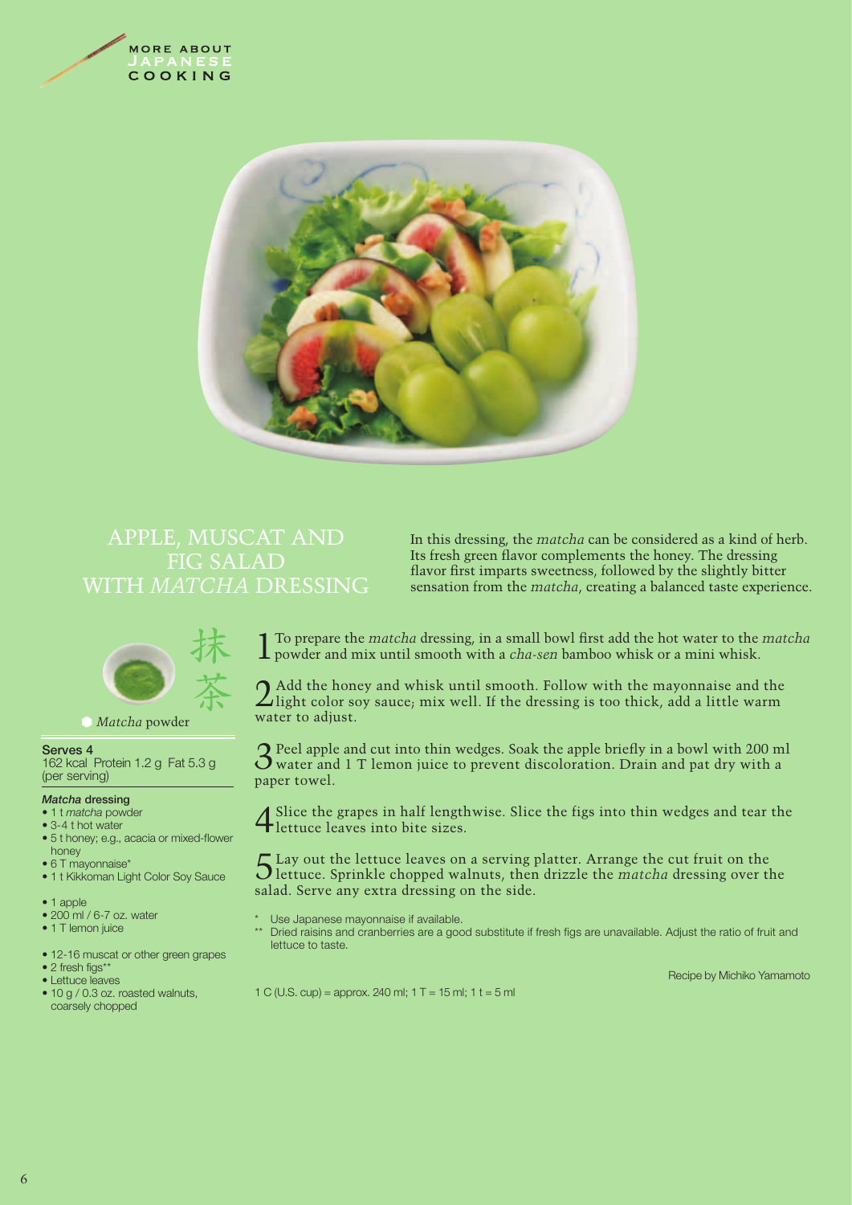# APPLE, MUSCAT AND FIG SALAD WITH *MATCHA* DRESSING

In this dressing, the *matcha* can be considered as a kind of herb. Its fresh green flavor complements the honey. The dressing flavor first imparts sweetness, followed by the slightly bitter sensation from the *matcha*, creating a balanced taste experience.

抹茶

*Matcha* powder

**Serves 4**
162 kcal Protein 1.2 g Fat 5.3 g
(per serving)

***Matcha* dressing**

- 1 t *matcha* powder
- 3-4 t hot water
- 5 t honey; e.g., acacia or mixed-flower honey
- 6 T mayonnaise*
- 1 t Kikkoman Light Color Soy Sauce

- 1 apple
- 200 ml / 6-7 oz. water
- 1 T lemon juice

- 12-16 muscat or other green grapes
- 2 fresh figs**
- Lettuce leaves
- 10 g / 0.3 oz. roasted walnuts, coarsely chopped

1. To prepare the *matcha* dressing, in a small bowl first add the hot water to the *matcha* powder and mix until smooth with a *cha-sen* bamboo whisk or a mini whisk.

2. Add the honey and whisk until smooth. Follow with the mayonnaise and the light color soy sauce; mix well. If the dressing is too thick, add a little warm water to adjust.

3. Peel apple and cut into thin wedges. Soak the apple briefly in a bowl with 200 ml water and 1 T lemon juice to prevent discoloration. Drain and pat dry with a paper towel.

4. Slice the grapes in half lengthwise. Slice the figs into thin wedges and tear the lettuce leaves into bite sizes.

5. Lay out the lettuce leaves on a serving platter. Arrange the cut fruit on the lettuce. Sprinkle chopped walnuts, then drizzle the *matcha* dressing over the salad. Serve any extra dressing on the side.

\* Use Japanese mayonnaise if available.
\*\* Dried raisins and cranberries are a good substitute if fresh figs are unavailable. Adjust the ratio of fruit and lettuce to taste.

Recipe by Michiko Yamamoto

1 C (U.S. cup) = approx. 240 ml; 1 T = 15 ml; 1 t = 5 ml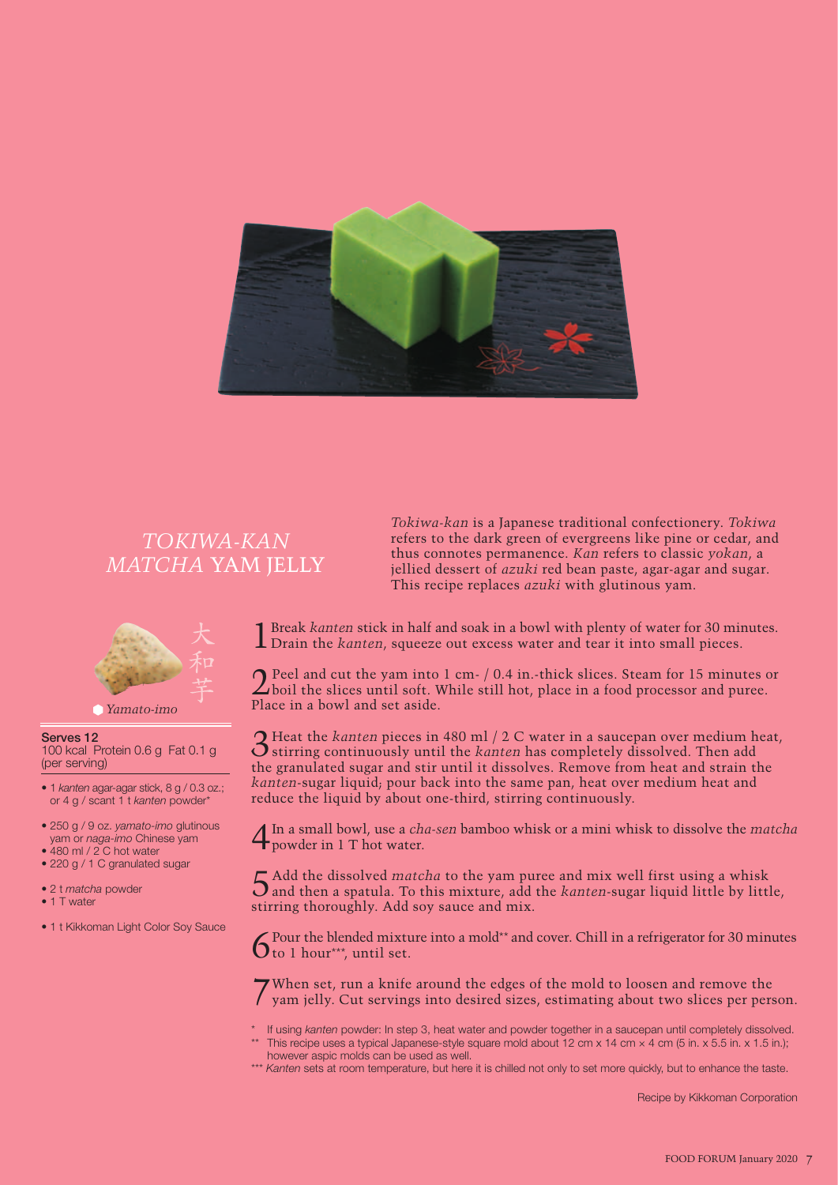# *TOKIWA-KAN MATCHA* YAM JELLY

*Tokiwa-kan* is a Japanese traditional confectionery. *Tokiwa* refers to the dark green of evergreens like pine or cedar, and thus connotes permanence. *Kan* refers to classic *yokan*, a jellied dessert of *azuki* red bean paste, agar-agar and sugar. This recipe replaces *azuki* with glutinous yam.

大和芋

*Yamato-imo*

**Serves 12**
100 kcal Protein 0.6 g Fat 0.1 g (per serving)

- 1 *kanten* agar-agar stick, 8 g / 0.3 oz.; or 4 g / scant 1 t *kanten* powder*

- 250 g / 9 oz. *yamato-imo* glutinous yam or *naga-imo* Chinese yam
- 480 ml / 2 C hot water
- 220 g / 1 C granulated sugar

- 2 t *matcha* powder
- 1 T water

- 1 t Kikkoman Light Color Soy Sauce

1. Break *kanten* stick in half and soak in a bowl with plenty of water for 30 minutes. Drain the *kanten*, squeeze out excess water and tear it into small pieces.

2. Peel and cut the yam into 1 cm- / 0.4 in.-thick slices. Steam for 15 minutes or boil the slices until soft. While still hot, place in a food processor and puree. Place in a bowl and set aside.

3. Heat the *kanten* pieces in 480 ml / 2 C water in a saucepan over medium heat, stirring continuously until the *kanten* has completely dissolved. Then add the granulated sugar and stir until it dissolves. Remove from heat and strain the *kanten*-sugar liquid; pour back into the same pan, heat over medium heat and reduce the liquid by about one-third, stirring continuously.

4. In a small bowl, use a *cha-sen* bamboo whisk or a mini whisk to dissolve the *matcha* powder in 1 T hot water.

5. Add the dissolved *matcha* to the yam puree and mix well first using a whisk and then a spatula. To this mixture, add the *kanten*-sugar liquid little by little, stirring thoroughly. Add soy sauce and mix.

6. Pour the blended mixture into a mold** and cover. Chill in a refrigerator for 30 minutes to 1 hour***, until set.

7. When set, run a knife around the edges of the mold to loosen and remove the yam jelly. Cut servings into desired sizes, estimating about two slices per person.

\* If using *kanten* powder: In step 3, heat water and powder together in a saucepan until completely dissolved.
\** This recipe uses a typical Japanese-style square mold about 12 cm x 14 cm × 4 cm (5 in. x 5.5 in. x 1.5 in.); however aspic molds can be used as well.
\*** *Kanten* sets at room temperature, but here it is chilled not only to set more quickly, but to enhance the taste.

Recipe by Kikkoman Corporation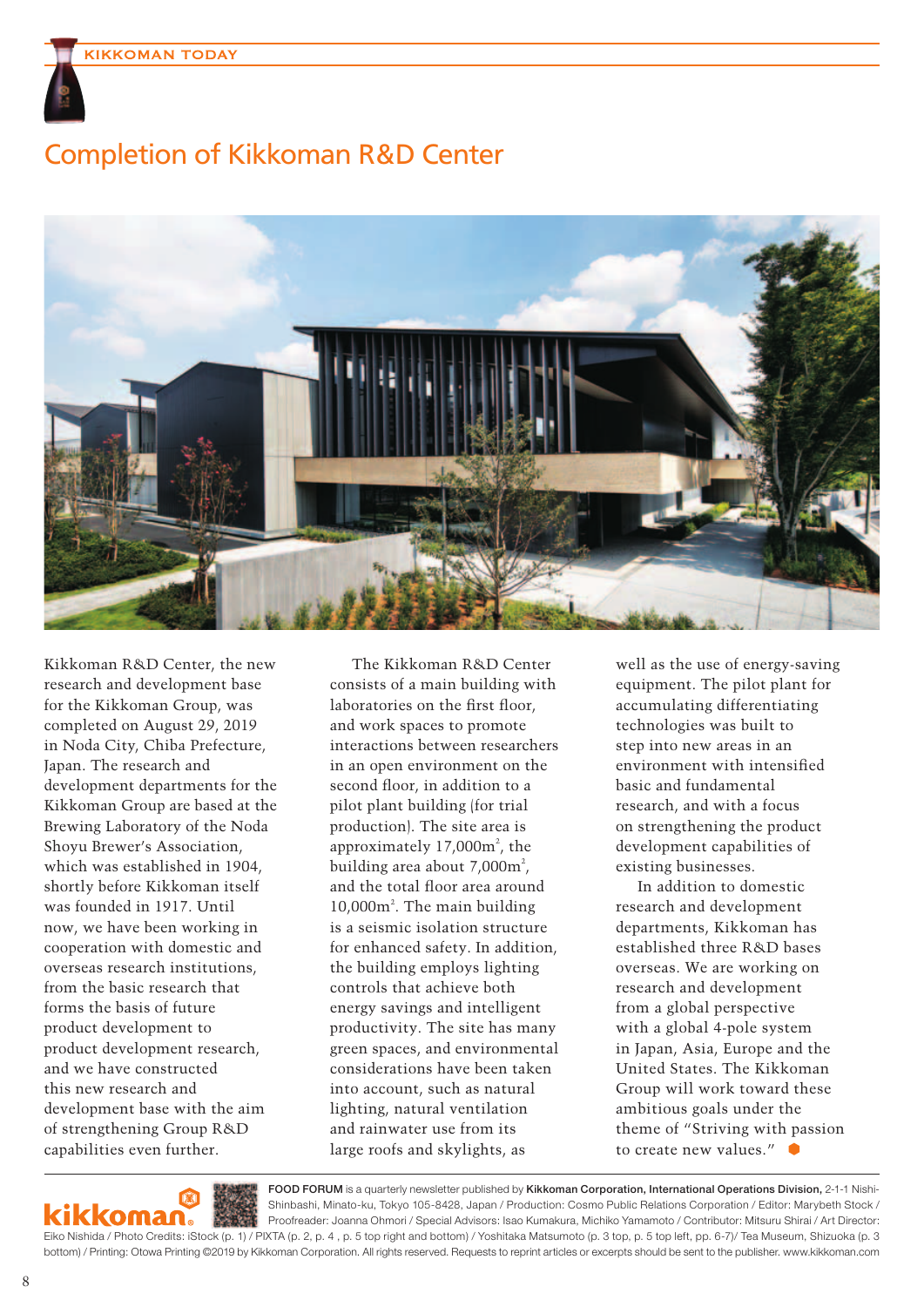KIKKOMAN TODAY

# Completion of Kikkoman R&D Center

Kikkoman R&D Center, the new research and development base for the Kikkoman Group, was completed on August 29, 2019 in Noda City, Chiba Prefecture, Japan. The research and development departments for the Kikkoman Group are based at the Brewing Laboratory of the Noda Shoyu Brewer's Association, which was established in 1904, shortly before Kikkoman itself was founded in 1917. Until now, we have been working in cooperation with domestic and overseas research institutions, from the basic research that forms the basis of future product development to product development research, and we have constructed this new research and development base with the aim of strengthening Group R&D capabilities even further.

The Kikkoman R&D Center consists of a main building with laboratories on the first floor, and work spaces to promote interactions between researchers in an open environment on the second floor, in addition to a pilot plant building (for trial production). The site area is approximately 17,000m$^2$, the building area about 7,000m$^2$, and the total floor area around 10,000m$^2$. The main building is a seismic isolation structure for enhanced safety. In addition, the building employs lighting controls that achieve both energy savings and intelligent productivity. The site has many green spaces, and environmental considerations have been taken into account, such as natural lighting, natural ventilation and rainwater use from its large roofs and skylights, as well as the use of energy-saving equipment. The pilot plant for accumulating differentiating technologies was built to step into new areas in an environment with intensified basic and fundamental research, and with a focus on strengthening the product development capabilities of existing businesses.

In addition to domestic research and development departments, Kikkoman has established three R&D bases overseas. We are working on research and development from a global perspective with a global 4-pole system in Japan, Asia, Europe and the United States. The Kikkoman Group will work toward these ambitious goals under the theme of "Striving with passion to create new values."

**FOOD FORUM** is a quarterly newsletter published by **Kikkoman Corporation, International Operations Division,** 2-1-1 Nishi-Shinbashi, Minato-ku, Tokyo 105-8428, Japan / Production: Cosmo Public Relations Corporation / Editor: Marybeth Stock / Proofreader: Joanna Ohmori / Special Advisors: Isao Kumakura, Michiko Yamamoto / Contributor: Mitsuru Shirai / Art Director: Eiko Nishida / Photo Credits: iStock (p. 1) / PIXTA (p. 2, p. 4 , p. 5 top right and bottom) / Yoshitaka Matsumoto (p. 3 top, p. 5 top left, pp. 6-7)/ Tea Museum, Shizuoka (p. 3 bottom) / Printing: Otowa Printing ©2019 by Kikkoman Corporation. All rights reserved. Requests to reprint articles or excerpts should be sent to the publisher. www.kikkoman.com